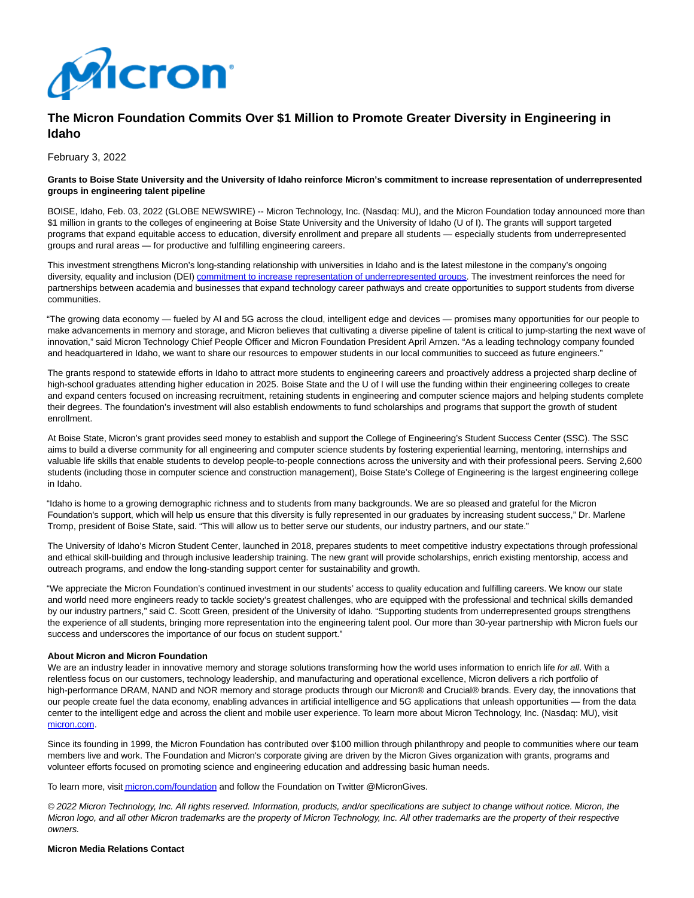# The Micron Foundation Commits Over $1 Million to Promote Greater Diversity in Engineering in Idaho

February 3, 2022

**Grants to Boise State University and the University of Idaho reinforce Micron's commitment to increase representation of underrepresented groups in engineering talent pipeline**

BOISE, Idaho, Feb. 03, 2022 (GLOBE NEWSWIRE) -- Micron Technology, Inc. (Nasdaq: MU), and the Micron Foundation today announced more than $1 million in grants to the colleges of engineering at Boise State University and the University of Idaho (U of I). The grants will support targeted programs that expand equitable access to education, diversify enrollment and prepare all students — especially students from underrepresented groups and rural areas — for productive and fulfilling engineering careers.

This investment strengthens Micron's long-standing relationship with universities in Idaho and is the latest milestone in the company's ongoing diversity, equality and inclusion (DEI) commitment to increase representation of underrepresented groups. The investment reinforces the need for partnerships between academia and businesses that expand technology career pathways and create opportunities to support students from diverse communities.

"The growing data economy — fueled by AI and 5G across the cloud, intelligent edge and devices — promises many opportunities for our people to make advancements in memory and storage, and Micron believes that cultivating a diverse pipeline of talent is critical to jump-starting the next wave of innovation," said Micron Technology Chief People Officer and Micron Foundation President April Arnzen. "As a leading technology company founded and headquartered in Idaho, we want to share our resources to empower students in our local communities to succeed as future engineers."

The grants respond to statewide efforts in Idaho to attract more students to engineering careers and proactively address a projected sharp decline of high-school graduates attending higher education in 2025. Boise State and the U of I will use the funding within their engineering colleges to create and expand centers focused on increasing recruitment, retaining students in engineering and computer science majors and helping students complete their degrees. The foundation's investment will also establish endowments to fund scholarships and programs that support the growth of student enrollment.

At Boise State, Micron's grant provides seed money to establish and support the College of Engineering's Student Success Center (SSC). The SSC aims to build a diverse community for all engineering and computer science students by fostering experiential learning, mentoring, internships and valuable life skills that enable students to develop people-to-people connections across the university and with their professional peers. Serving 2,600 students (including those in computer science and construction management), Boise State's College of Engineering is the largest engineering college in Idaho.

"Idaho is home to a growing demographic richness and to students from many backgrounds. We are so pleased and grateful for the Micron Foundation's support, which will help us ensure that this diversity is fully represented in our graduates by increasing student success," Dr. Marlene Tromp, president of Boise State, said. "This will allow us to better serve our students, our industry partners, and our state."

The University of Idaho's Micron Student Center, launched in 2018, prepares students to meet competitive industry expectations through professional and ethical skill-building and through inclusive leadership training. The new grant will provide scholarships, enrich existing mentorship, access and outreach programs, and endow the long-standing support center for sustainability and growth.

"We appreciate the Micron Foundation's continued investment in our students' access to quality education and fulfilling careers. We know our state and world need more engineers ready to tackle society's greatest challenges, who are equipped with the professional and technical skills demanded by our industry partners," said C. Scott Green, president of the University of Idaho. "Supporting students from underrepresented groups strengthens the experience of all students, bringing more representation into the engineering talent pool. Our more than 30-year partnership with Micron fuels our success and underscores the importance of our focus on student support."

**About Micron and Micron Foundation**

We are an industry leader in innovative memory and storage solutions transforming how the world uses information to enrich life *for all*. With a relentless focus on our customers, technology leadership, and manufacturing and operational excellence, Micron delivers a rich portfolio of high-performance DRAM, NAND and NOR memory and storage products through our Micron® and Crucial® brands. Every day, the innovations that our people create fuel the data economy, enabling advances in artificial intelligence and 5G applications that unleash opportunities — from the data center to the intelligent edge and across the client and mobile user experience. To learn more about Micron Technology, Inc. (Nasdaq: MU), visit micron.com.

Since its founding in 1999, the Micron Foundation has contributed over $100 million through philanthropy and people to communities where our team members live and work. The Foundation and Micron's corporate giving are driven by the Micron Gives organization with grants, programs and volunteer efforts focused on promoting science and engineering education and addressing basic human needs.

To learn more, visit micron.com/foundation and follow the Foundation on Twitter @MicronGives.

*© 2022 Micron Technology, Inc. All rights reserved. Information, products, and/or specifications are subject to change without notice. Micron, the Micron logo, and all other Micron trademarks are the property of Micron Technology, Inc. All other trademarks are the property of their respective owners.*

**Micron Media Relations Contact**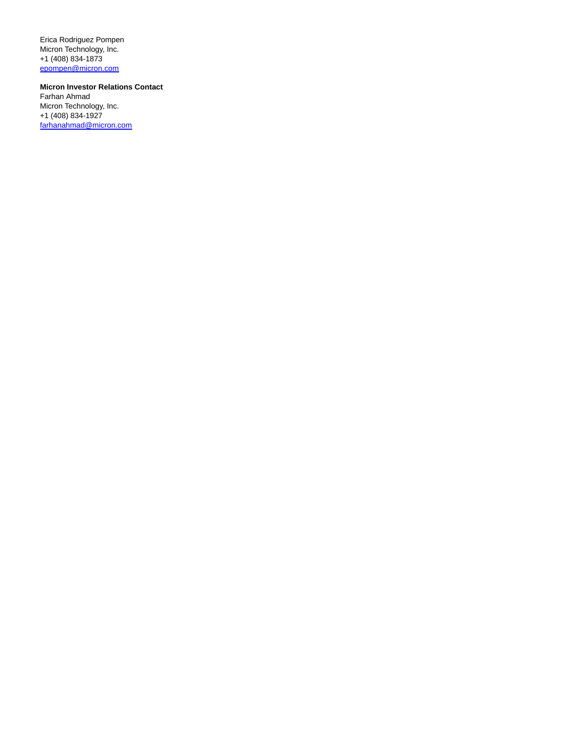Erica Rodriguez Pompen
Micron Technology, Inc.
+1 (408) 834-1873
epompen@micron.com

**Micron Investor Relations Contact**
Farhan Ahmad
Micron Technology, Inc.
+1 (408) 834-1927
farhanahmad@micron.com